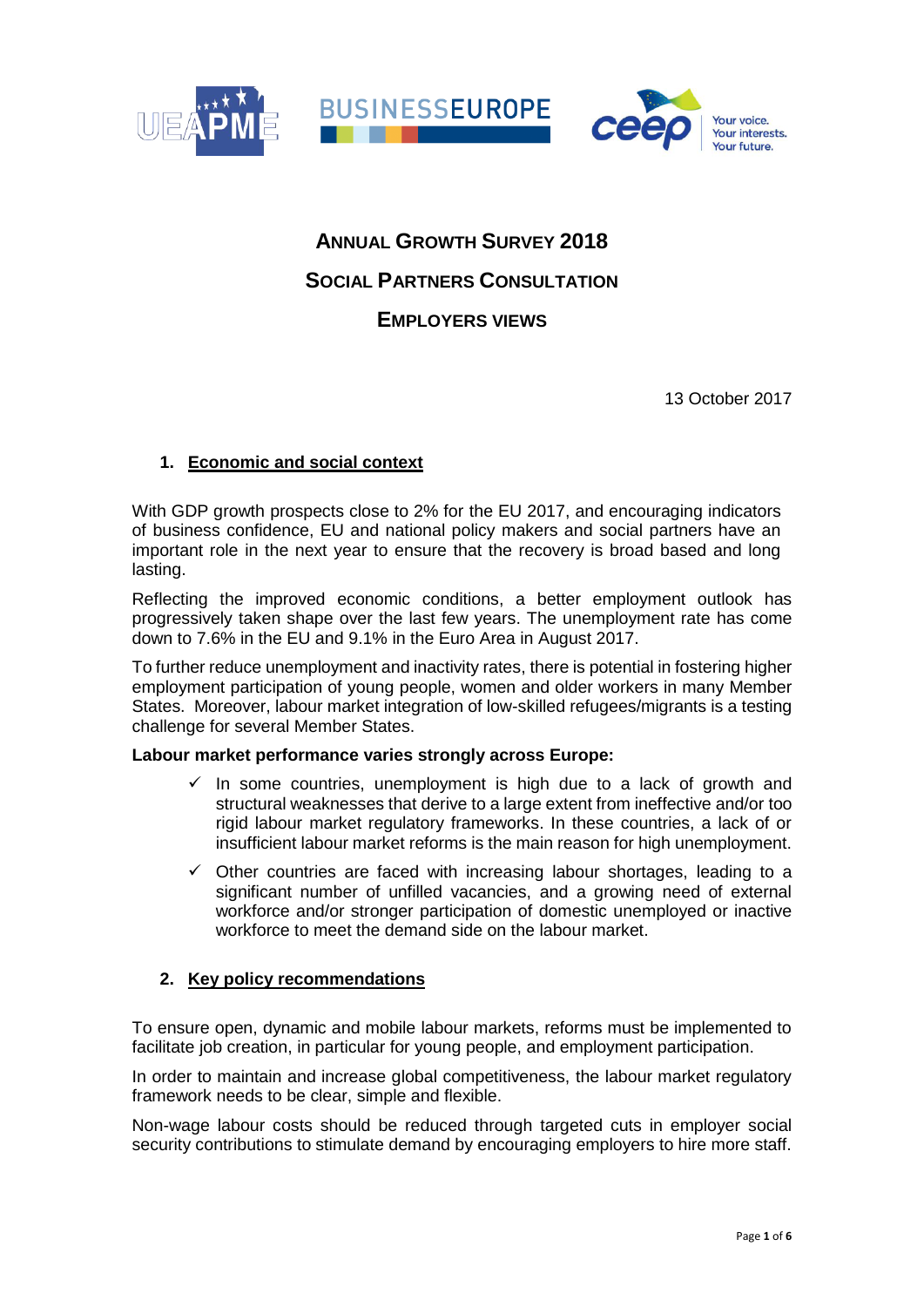# Annual Growth Survey 2018

## Social Partners Consultation

## Employers views

13 October 2017

### 1. Economic and social context

With GDP growth prospects close to 2% for the EU 2017, and encouraging indicators of business confidence, EU and national policy makers and social partners have an important role in the next year to ensure that the recovery is broad based and long lasting.

Reflecting the improved economic conditions, a better employment outlook has progressively taken shape over the last few years. The unemployment rate has come down to 7.6% in the EU and 9.1% in the Euro Area in August 2017.

To further reduce unemployment and inactivity rates, there is potential in fostering higher employment participation of young people, women and older workers in many Member States. Moreover, labour market integration of low-skilled refugees/migrants is a testing challenge for several Member States.

**Labour market performance varies strongly across Europe:**

- ✓ In some countries, unemployment is high due to a lack of growth and structural weaknesses that derive to a large extent from ineffective and/or too rigid labour market regulatory frameworks. In these countries, a lack of or insufficient labour market reforms is the main reason for high unemployment.
- ✓ Other countries are faced with increasing labour shortages, leading to a significant number of unfilled vacancies, and a growing need of external workforce and/or stronger participation of domestic unemployed or inactive workforce to meet the demand side on the labour market.

### 2. Key policy recommendations

To ensure open, dynamic and mobile labour markets, reforms must be implemented to facilitate job creation, in particular for young people, and employment participation.

In order to maintain and increase global competitiveness, the labour market regulatory framework needs to be clear, simple and flexible.

Non-wage labour costs should be reduced through targeted cuts in employer social security contributions to stimulate demand by encouraging employers to hire more staff.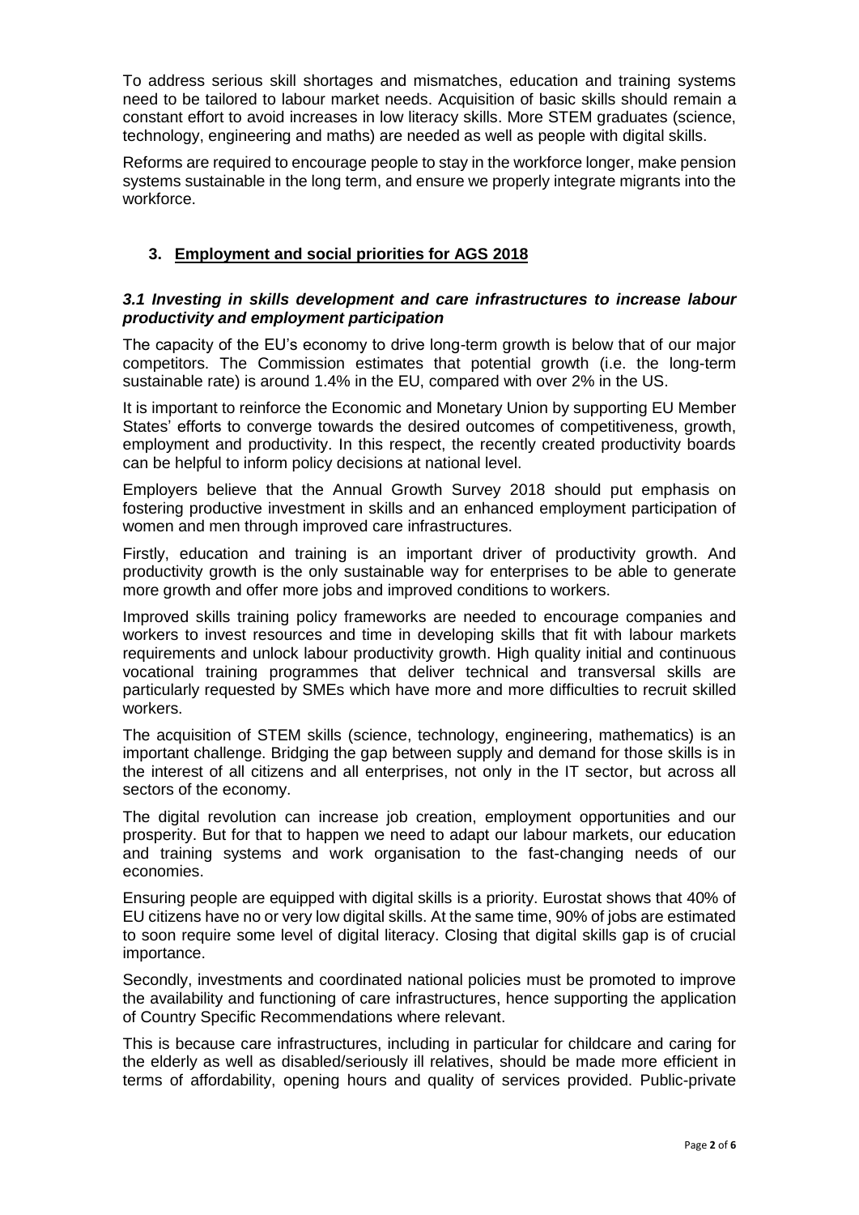To address serious skill shortages and mismatches, education and training systems need to be tailored to labour market needs. Acquisition of basic skills should remain a constant effort to avoid increases in low literacy skills. More STEM graduates (science, technology, engineering and maths) are needed as well as people with digital skills.

Reforms are required to encourage people to stay in the workforce longer, make pension systems sustainable in the long term, and ensure we properly integrate migrants into the workforce.

## 3. Employment and social priorities for AGS 2018

### *3.1 Investing in skills development and care infrastructures to increase labour productivity and employment participation*

The capacity of the EU's economy to drive long-term growth is below that of our major competitors. The Commission estimates that potential growth (i.e. the long-term sustainable rate) is around 1.4% in the EU, compared with over 2% in the US.

It is important to reinforce the Economic and Monetary Union by supporting EU Member States' efforts to converge towards the desired outcomes of competitiveness, growth, employment and productivity. In this respect, the recently created productivity boards can be helpful to inform policy decisions at national level.

Employers believe that the Annual Growth Survey 2018 should put emphasis on fostering productive investment in skills and an enhanced employment participation of women and men through improved care infrastructures.

Firstly, education and training is an important driver of productivity growth. And productivity growth is the only sustainable way for enterprises to be able to generate more growth and offer more jobs and improved conditions to workers.

Improved skills training policy frameworks are needed to encourage companies and workers to invest resources and time in developing skills that fit with labour markets requirements and unlock labour productivity growth. High quality initial and continuous vocational training programmes that deliver technical and transversal skills are particularly requested by SMEs which have more and more difficulties to recruit skilled workers.

The acquisition of STEM skills (science, technology, engineering, mathematics) is an important challenge. Bridging the gap between supply and demand for those skills is in the interest of all citizens and all enterprises, not only in the IT sector, but across all sectors of the economy.

The digital revolution can increase job creation, employment opportunities and our prosperity. But for that to happen we need to adapt our labour markets, our education and training systems and work organisation to the fast-changing needs of our economies.

Ensuring people are equipped with digital skills is a priority. Eurostat shows that 40% of EU citizens have no or very low digital skills. At the same time, 90% of jobs are estimated to soon require some level of digital literacy. Closing that digital skills gap is of crucial importance.

Secondly, investments and coordinated national policies must be promoted to improve the availability and functioning of care infrastructures, hence supporting the application of Country Specific Recommendations where relevant.

This is because care infrastructures, including in particular for childcare and caring for the elderly as well as disabled/seriously ill relatives, should be made more efficient in terms of affordability, opening hours and quality of services provided. Public-private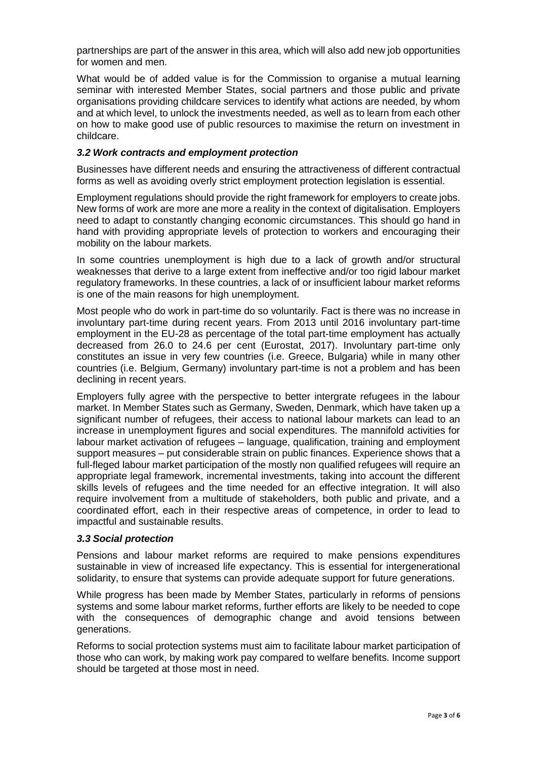partnerships are part of the answer in this area, which will also add new job opportunities for women and men.

What would be of added value is for the Commission to organise a mutual learning seminar with interested Member States, social partners and those public and private organisations providing childcare services to identify what actions are needed, by whom and at which level, to unlock the investments needed, as well as to learn from each other on how to make good use of public resources to maximise the return on investment in childcare.

### *3.2 Work contracts and employment protection*

Businesses have different needs and ensuring the attractiveness of different contractual forms as well as avoiding overly strict employment protection legislation is essential.

Employment regulations should provide the right framework for employers to create jobs. New forms of work are more ane more a reality in the context of digitalisation. Employers need to adapt to constantly changing economic circumstances. This should go hand in hand with providing appropriate levels of protection to workers and encouraging their mobility on the labour markets.

In some countries unemployment is high due to a lack of growth and/or structural weaknesses that derive to a large extent from ineffective and/or too rigid labour market regulatory frameworks. In these countries, a lack of or insufficient labour market reforms is one of the main reasons for high unemployment.

Most people who do work in part-time do so voluntarily. Fact is there was no increase in involuntary part-time during recent years. From 2013 until 2016 involuntary part-time employment in the EU-28 as percentage of the total part-time employment has actually decreased from 26.0 to 24.6 per cent (Eurostat, 2017). Involuntary part-time only constitutes an issue in very few countries (i.e. Greece, Bulgaria) while in many other countries (i.e. Belgium, Germany) involuntary part-time is not a problem and has been declining in recent years.

Employers fully agree with the perspective to better intergrate refugees in the labour market. In Member States such as Germany, Sweden, Denmark, which have taken up a significant number of refugees, their access to national labour markets can lead to an increase in unemployment figures and social expenditures. The mannifold activities for labour market activation of refugees – language, qualification, training and employment support measures – put considerable strain on public finances. Experience shows that a full-fleged labour market participation of the mostly non qualified refugees will require an appropriate legal framework, incremental investments, taking into account the different skills levels of refugees and the time needed for an effective integration. It will also require involvement from a multitude of stakeholders, both public and private, and a coordinated effort, each in their respective areas of competence, in order to lead to impactful and sustainable results.

### *3.3 Social protection*

Pensions and labour market reforms are required to make pensions expenditures sustainable in view of increased life expectancy. This is essential for intergenerational solidarity, to ensure that systems can provide adequate support for future generations.

While progress has been made by Member States, particularly in reforms of pensions systems and some labour market reforms, further efforts are likely to be needed to cope with the consequences of demographic change and avoid tensions between generations.

Reforms to social protection systems must aim to facilitate labour market participation of those who can work, by making work pay compared to welfare benefits. Income support should be targeted at those most in need.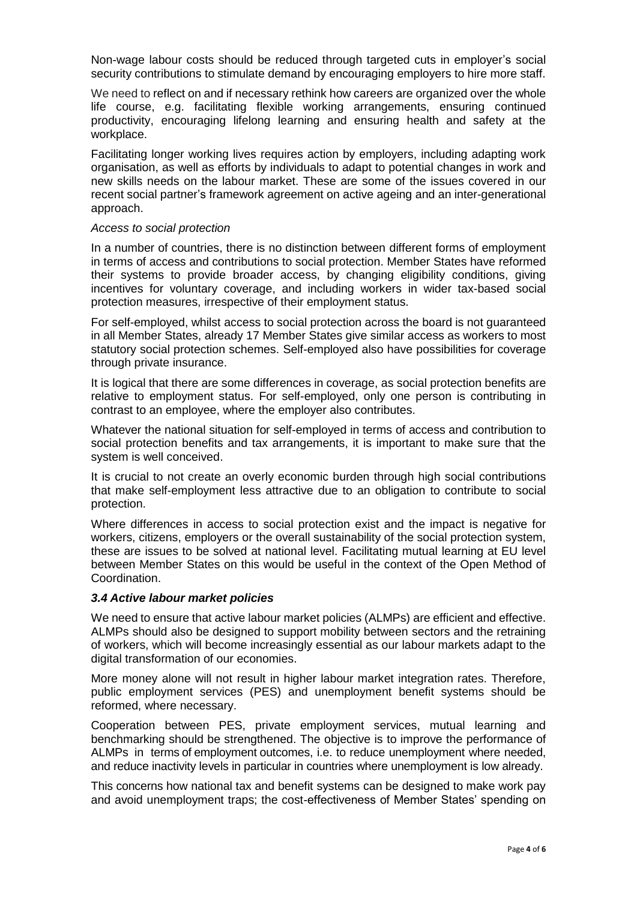Non-wage labour costs should be reduced through targeted cuts in employer's social security contributions to stimulate demand by encouraging employers to hire more staff.

We need to reflect on and if necessary rethink how careers are organized over the whole life course, e.g. facilitating flexible working arrangements, ensuring continued productivity, encouraging lifelong learning and ensuring health and safety at the workplace.

Facilitating longer working lives requires action by employers, including adapting work organisation, as well as efforts by individuals to adapt to potential changes in work and new skills needs on the labour market. These are some of the issues covered in our recent social partner's framework agreement on active ageing and an inter-generational approach.

*Access to social protection*

In a number of countries, there is no distinction between different forms of employment in terms of access and contributions to social protection. Member States have reformed their systems to provide broader access, by changing eligibility conditions, giving incentives for voluntary coverage, and including workers in wider tax-based social protection measures, irrespective of their employment status.

For self-employed, whilst access to social protection across the board is not guaranteed in all Member States, already 17 Member States give similar access as workers to most statutory social protection schemes. Self-employed also have possibilities for coverage through private insurance.

It is logical that there are some differences in coverage, as social protection benefits are relative to employment status. For self-employed, only one person is contributing in contrast to an employee, where the employer also contributes.

Whatever the national situation for self-employed in terms of access and contribution to social protection benefits and tax arrangements, it is important to make sure that the system is well conceived.

It is crucial to not create an overly economic burden through high social contributions that make self-employment less attractive due to an obligation to contribute to social protection.

Where differences in access to social protection exist and the impact is negative for workers, citizens, employers or the overall sustainability of the social protection system, these are issues to be solved at national level. Facilitating mutual learning at EU level between Member States on this would be useful in the context of the Open Method of Coordination.

### *3.4 Active labour market policies*

We need to ensure that active labour market policies (ALMPs) are efficient and effective. ALMPs should also be designed to support mobility between sectors and the retraining of workers, which will become increasingly essential as our labour markets adapt to the digital transformation of our economies.

More money alone will not result in higher labour market integration rates. Therefore, public employment services (PES) and unemployment benefit systems should be reformed, where necessary.

Cooperation between PES, private employment services, mutual learning and benchmarking should be strengthened. The objective is to improve the performance of ALMPs in terms of employment outcomes, i.e. to reduce unemployment where needed, and reduce inactivity levels in particular in countries where unemployment is low already.

This concerns how national tax and benefit systems can be designed to make work pay and avoid unemployment traps; the cost-effectiveness of Member States' spending on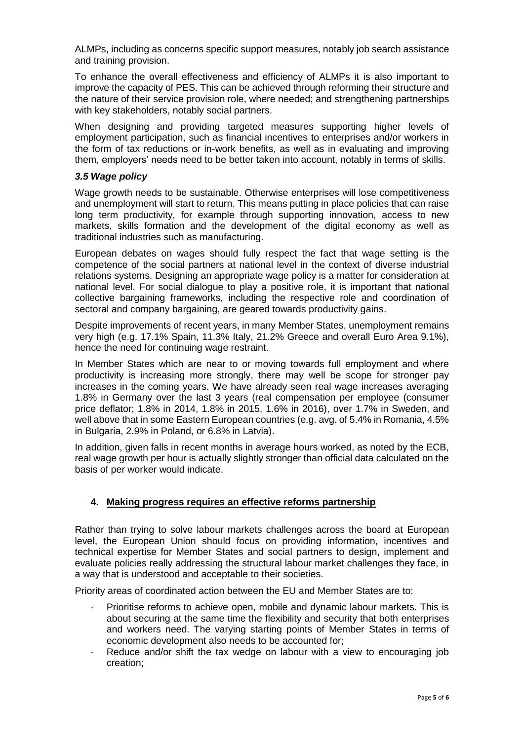ALMPs, including as concerns specific support measures, notably job search assistance and training provision.

To enhance the overall effectiveness and efficiency of ALMPs it is also important to improve the capacity of PES. This can be achieved through reforming their structure and the nature of their service provision role, where needed; and strengthening partnerships with key stakeholders, notably social partners.

When designing and providing targeted measures supporting higher levels of employment participation, such as financial incentives to enterprises and/or workers in the form of tax reductions or in-work benefits, as well as in evaluating and improving them, employers' needs need to be better taken into account, notably in terms of skills.

### *3.5 Wage policy*

Wage growth needs to be sustainable. Otherwise enterprises will lose competitiveness and unemployment will start to return. This means putting in place policies that can raise long term productivity, for example through supporting innovation, access to new markets, skills formation and the development of the digital economy as well as traditional industries such as manufacturing.

European debates on wages should fully respect the fact that wage setting is the competence of the social partners at national level in the context of diverse industrial relations systems. Designing an appropriate wage policy is a matter for consideration at national level. For social dialogue to play a positive role, it is important that national collective bargaining frameworks, including the respective role and coordination of sectoral and company bargaining, are geared towards productivity gains.

Despite improvements of recent years, in many Member States, unemployment remains very high (e.g. 17.1% Spain, 11.3% Italy, 21.2% Greece and overall Euro Area 9.1%), hence the need for continuing wage restraint.

In Member States which are near to or moving towards full employment and where productivity is increasing more strongly, there may well be scope for stronger pay increases in the coming years. We have already seen real wage increases averaging 1.8% in Germany over the last 3 years (real compensation per employee (consumer price deflator; 1.8% in 2014, 1.8% in 2015, 1.6% in 2016), over 1.7% in Sweden, and well above that in some Eastern European countries (e.g. avg. of 5.4% in Romania, 4.5% in Bulgaria, 2.9% in Poland, or 6.8% in Latvia).

In addition, given falls in recent months in average hours worked, as noted by the ECB, real wage growth per hour is actually slightly stronger than official data calculated on the basis of per worker would indicate.

## 4. Making progress requires an effective reforms partnership

Rather than trying to solve labour markets challenges across the board at European level, the European Union should focus on providing information, incentives and technical expertise for Member States and social partners to design, implement and evaluate policies really addressing the structural labour market challenges they face, in a way that is understood and acceptable to their societies.

Priority areas of coordinated action between the EU and Member States are to:

- Prioritise reforms to achieve open, mobile and dynamic labour markets. This is about securing at the same time the flexibility and security that both enterprises and workers need. The varying starting points of Member States in terms of economic development also needs to be accounted for;
- Reduce and/or shift the tax wedge on labour with a view to encouraging job creation;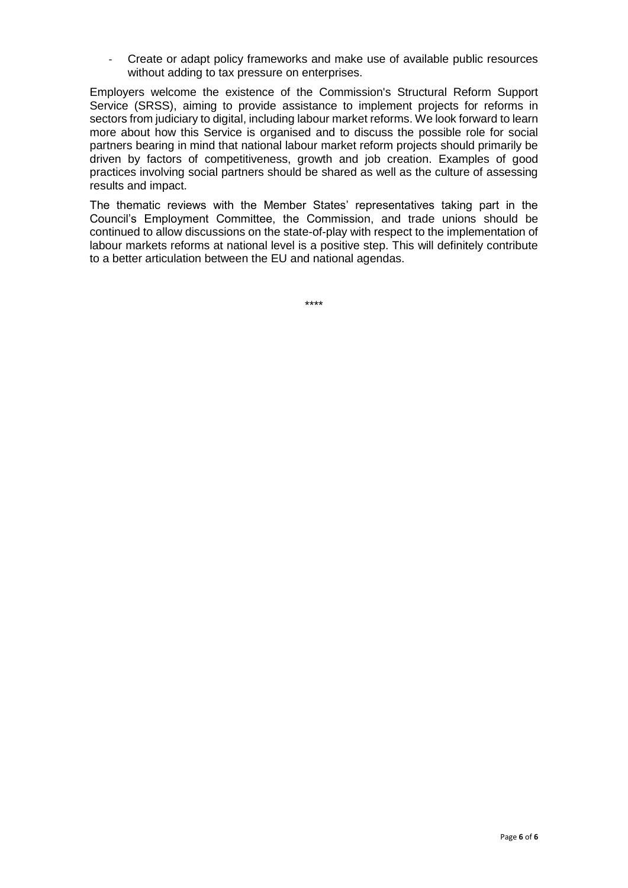- Create or adapt policy frameworks and make use of available public resources without adding to tax pressure on enterprises.

Employers welcome the existence of the Commission's Structural Reform Support Service (SRSS), aiming to provide assistance to implement projects for reforms in sectors from judiciary to digital, including labour market reforms. We look forward to learn more about how this Service is organised and to discuss the possible role for social partners bearing in mind that national labour market reform projects should primarily be driven by factors of competitiveness, growth and job creation. Examples of good practices involving social partners should be shared as well as the culture of assessing results and impact.

The thematic reviews with the Member States' representatives taking part in the Council's Employment Committee, the Commission, and trade unions should be continued to allow discussions on the state-of-play with respect to the implementation of labour markets reforms at national level is a positive step. This will definitely contribute to a better articulation between the EU and national agendas.

\*\*\*\*